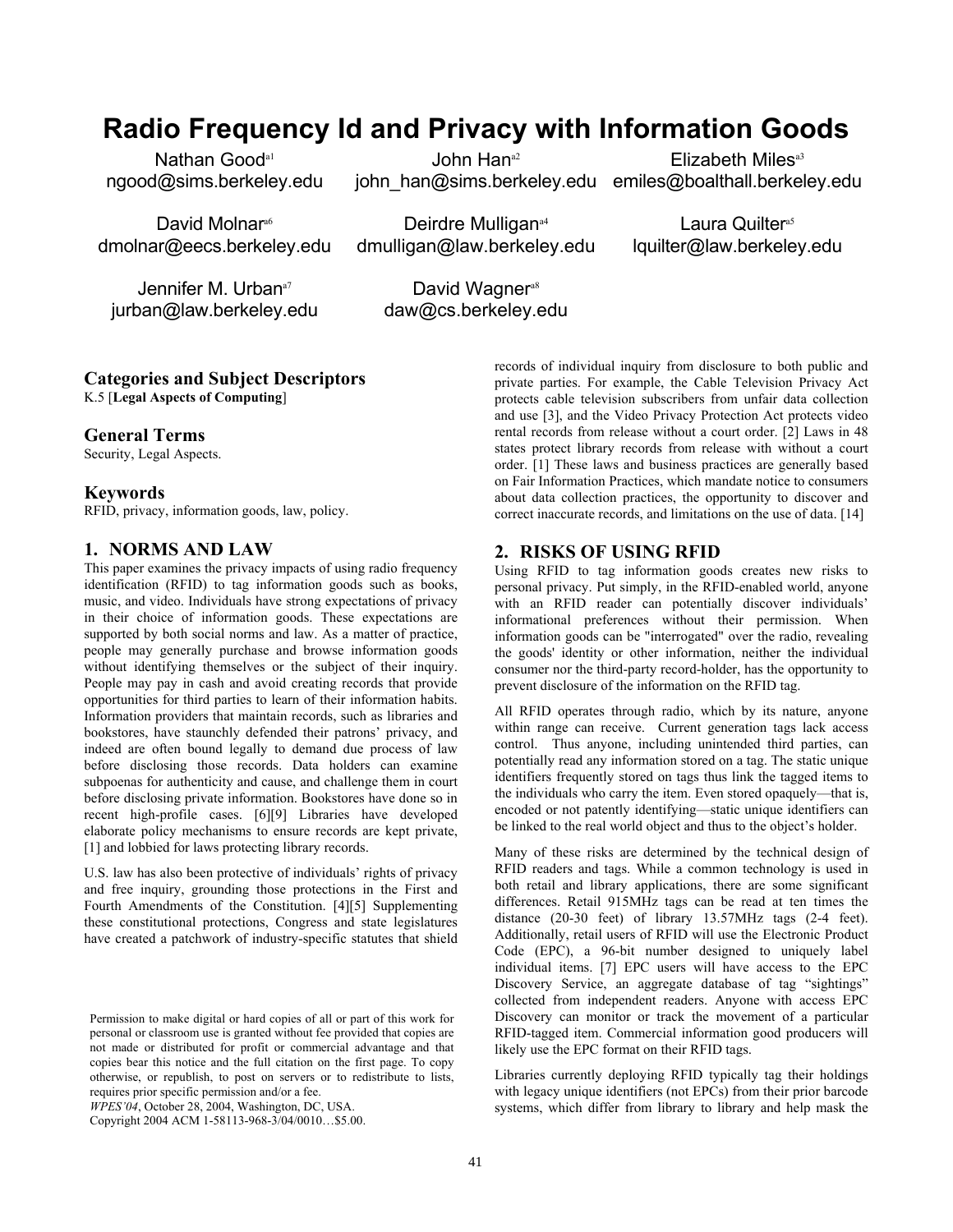# Radio Frequency Id and Privacy with Information Goods

Nathan Good[a1]
ngood@sims.berkeley.edu

John Han[a2]
john_han@sims.berkeley.edu

Elizabeth Miles[a3]
emiles@boalthall.berkeley.edu

David Molnar[a6]
dmolnar@eecs.berkeley.edu

Deirdre Mulligan[a4]
dmulligan@law.berkeley.edu

Laura Quilter[a5]
lquilter@law.berkeley.edu

Jennifer M. Urban[a7]
jurban@law.berkeley.edu

David Wagner[a8]
daw@cs.berkeley.edu

## Categories and Subject Descriptors

K.5 [**Legal Aspects of Computing**]

## General Terms

Security, Legal Aspects.

## Keywords

RFID, privacy, information goods, law, policy.

## 1. NORMS AND LAW

This paper examines the privacy impacts of using radio frequency identification (RFID) to tag information goods such as books, music, and video. Individuals have strong expectations of privacy in their choice of information goods. These expectations are supported by both social norms and law. As a matter of practice, people may generally purchase and browse information goods without identifying themselves or the subject of their inquiry. People may pay in cash and avoid creating records that provide opportunities for third parties to learn of their information habits. Information providers that maintain records, such as libraries and bookstores, have staunchly defended their patrons' privacy, and indeed are often bound legally to demand due process of law before disclosing those records. Data holders can examine subpoenas for authenticity and cause, and challenge them in court before disclosing private information. Bookstores have done so in recent high-profile cases. [6][9] Libraries have developed elaborate policy mechanisms to ensure records are kept private, [1] and lobbied for laws protecting library records.

U.S. law has also been protective of individuals' rights of privacy and free inquiry, grounding those protections in the First and Fourth Amendments of the Constitution. [4][5] Supplementing these constitutional protections, Congress and state legislatures have created a patchwork of industry-specific statutes that shield records of individual inquiry from disclosure to both public and private parties. For example, the Cable Television Privacy Act protects cable television subscribers from unfair data collection and use [3], and the Video Privacy Protection Act protects video rental records from release without a court order. [2] Laws in 48 states protect library records from release with without a court order. [1] These laws and business practices are generally based on Fair Information Practices, which mandate notice to consumers about data collection practices, the opportunity to discover and correct inaccurate records, and limitations on the use of data. [14]

Permission to make digital or hard copies of all or part of this work for personal or classroom use is granted without fee provided that copies are not made or distributed for profit or commercial advantage and that copies bear this notice and the full citation on the first page. To copy otherwise, or republish, to post on servers or to redistribute to lists, requires prior specific permission and/or a fee.
*WPES'04*, October 28, 2004, Washington, DC, USA.
Copyright 2004 ACM 1-58113-968-3/04/0010…$5.00.

## 2. RISKS OF USING RFID

Using RFID to tag information goods creates new risks to personal privacy. Put simply, in the RFID-enabled world, anyone with an RFID reader can potentially discover individuals' informational preferences without their permission. When information goods can be "interrogated" over the radio, revealing the goods' identity or other information, neither the individual consumer nor the third-party record-holder, has the opportunity to prevent disclosure of the information on the RFID tag.

All RFID operates through radio, which by its nature, anyone within range can receive. Current generation tags lack access control. Thus anyone, including unintended third parties, can potentially read any information stored on a tag. The static unique identifiers frequently stored on tags thus link the tagged items to the individuals who carry the item. Even stored opaquely—that is, encoded or not patently identifying—static unique identifiers can be linked to the real world object and thus to the object's holder.

Many of these risks are determined by the technical design of RFID readers and tags. While a common technology is used in both retail and library applications, there are some significant differences. Retail 915MHz tags can be read at ten times the distance (20-30 feet) of library 13.57MHz tags (2-4 feet). Additionally, retail users of RFID will use the Electronic Product Code (EPC), a 96-bit number designed to uniquely label individual items. [7] EPC users will have access to the EPC Discovery Service, an aggregate database of tag "sightings" collected from independent readers. Anyone with access EPC Discovery can monitor or track the movement of a particular RFID-tagged item. Commercial information good producers will likely use the EPC format on their RFID tags.

Libraries currently deploying RFID typically tag their holdings with legacy unique identifiers (not EPCs) from their prior barcode systems, which differ from library to library and help mask the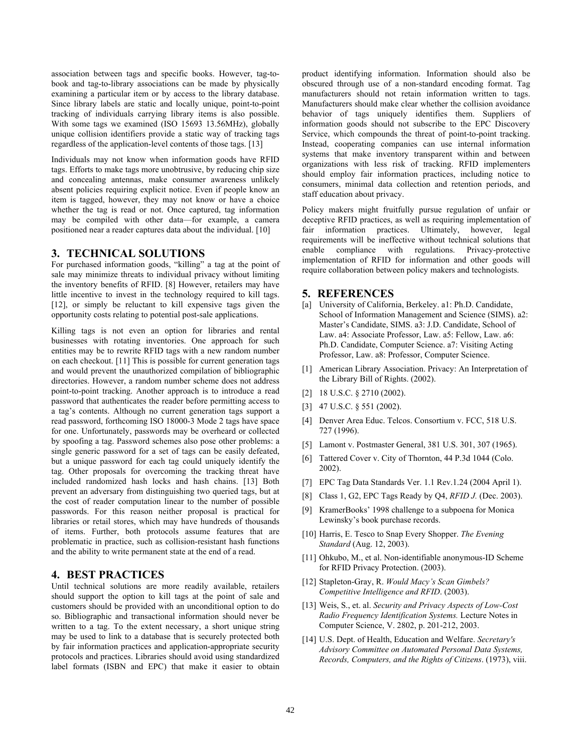association between tags and specific books. However, tag-to-book and tag-to-library associations can be made by physically examining a particular item or by access to the library database. Since library labels are static and locally unique, point-to-point tracking of individuals carrying library items is also possible. With some tags we examined (ISO 15693 13.56MHz), globally unique collision identifiers provide a static way of tracking tags regardless of the application-level contents of those tags. [13]

Individuals may not know when information goods have RFID tags. Efforts to make tags more unobtrusive, by reducing chip size and concealing antennas, make consumer awareness unlikely absent policies requiring explicit notice. Even if people know an item is tagged, however, they may not know or have a choice whether the tag is read or not. Once captured, tag information may be compiled with other data—for example, a camera positioned near a reader captures data about the individual. [10]

## 3. TECHNICAL SOLUTIONS

For purchased information goods, "killing" a tag at the point of sale may minimize threats to individual privacy without limiting the inventory benefits of RFID. [8] However, retailers may have little incentive to invest in the technology required to kill tags. [12], or simply be reluctant to kill expensive tags given the opportunity costs relating to potential post-sale applications.

Killing tags is not even an option for libraries and rental businesses with rotating inventories. One approach for such entities may be to rewrite RFID tags with a new random number on each checkout. [11] This is possible for current generation tags and would prevent the unauthorized compilation of bibliographic directories. However, a random number scheme does not address point-to-point tracking. Another approach is to introduce a read password that authenticates the reader before permitting access to a tag's contents. Although no current generation tags support a read password, forthcoming ISO 18000-3 Mode 2 tags have space for one. Unfortunately, passwords may be overheard or collected by spoofing a tag. Password schemes also pose other problems: a single generic password for a set of tags can be easily defeated, but a unique password for each tag could uniquely identify the tag. Other proposals for overcoming the tracking threat have included randomized hash locks and hash chains. [13] Both prevent an adversary from distinguishing two queried tags, but at the cost of reader computation linear to the number of possible passwords. For this reason neither proposal is practical for libraries or retail stores, which may have hundreds of thousands of items. Further, both protocols assume features that are problematic in practice, such as collision-resistant hash functions and the ability to write permanent state at the end of a read.

## 4. BEST PRACTICES

Until technical solutions are more readily available, retailers should support the option to kill tags at the point of sale and customers should be provided with an unconditional option to do so. Bibliographic and transactional information should never be written to a tag. To the extent necessary, a short unique string may be used to link to a database that is securely protected both by fair information practices and application-appropriate security protocols and practices. Libraries should avoid using standardized label formats (ISBN and EPC) that make it easier to obtain product identifying information. Information should also be obscured through use of a non-standard encoding format. Tag manufacturers should not retain information written to tags. Manufacturers should make clear whether the collision avoidance behavior of tags uniquely identifies them. Suppliers of information goods should not subscribe to the EPC Discovery Service, which compounds the threat of point-to-point tracking. Instead, cooperating companies can use internal information systems that make inventory transparent within and between organizations with less risk of tracking. RFID implementers should employ fair information practices, including notice to consumers, minimal data collection and retention periods, and staff education about privacy.

Policy makers might fruitfully pursue regulation of unfair or deceptive RFID practices, as well as requiring implementation of fair information practices. Ultimately, however, legal requirements will be ineffective without technical solutions that enable compliance with regulations. Privacy-protective implementation of RFID for information and other goods will require collaboration between policy makers and technologists.

## 5. REFERENCES

[a] University of California, Berkeley. a1: Ph.D. Candidate, School of Information Management and Science (SIMS). a2: Master's Candidate, SIMS. a3: J.D. Candidate, School of Law. a4: Associate Professor, Law. a5: Fellow, Law. a6: Ph.D. Candidate, Computer Science. a7: Visiting Acting Professor, Law. a8: Professor, Computer Science.

[1] American Library Association. Privacy: An Interpretation of the Library Bill of Rights. (2002).

[2] 18 U.S.C. § 2710 (2002).

[3] 47 U.S.C. § 551 (2002).

[4] Denver Area Educ. Telcos. Consortium v. FCC, 518 U.S. 727 (1996).

[5] Lamont v. Postmaster General, 381 U.S. 301, 307 (1965).

[6] Tattered Cover v. City of Thornton, 44 P.3d 1044 (Colo. 2002).

[7] EPC Tag Data Standards Ver. 1.1 Rev.1.24 (2004 April 1).

[8] Class 1, G2, EPC Tags Ready by Q4, *RFID J.* (Dec. 2003).

[9] KramerBooks' 1998 challenge to a subpoena for Monica Lewinsky's book purchase records.

[10] Harris, E. Tesco to Snap Every Shopper. *The Evening Standard* (Aug. 12, 2003).

[11] Ohkubo, M., et al. Non-identifiable anonymous-ID Scheme for RFID Privacy Protection. (2003).

[12] Stapleton-Gray, R. *Would Macy's Scan Gimbels? Competitive Intelligence and RFID*. (2003).

[13] Weis, S., et. al. *Security and Privacy Aspects of Low-Cost Radio Frequency Identification Systems.* Lecture Notes in Computer Science, V. 2802, p. 201-212, 2003.

[14] U.S. Dept. of Health, Education and Welfare. *Secretary's Advisory Committee on Automated Personal Data Systems, Records, Computers, and the Rights of Citizens*. (1973), viii.